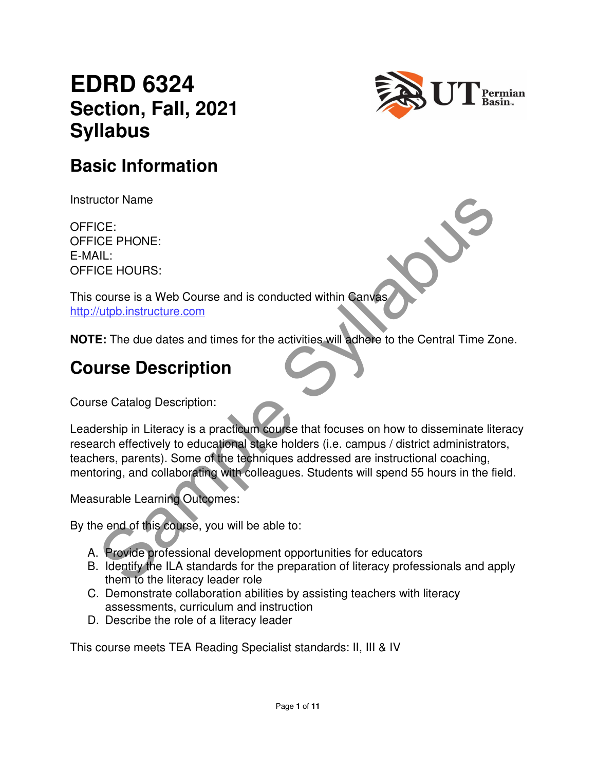# EDRD 6324
## Section, Fall, 2021
## Syllabus

## Basic Information

Instructor Name

OFFICE:
OFFICE PHONE:
E-MAIL:
OFFICE HOURS:

This course is a Web Course and is conducted within Canvas
http://utpb.instructure.com

**NOTE:** The due dates and times for the activities will adhere to the Central Time Zone.

## Course Description

Course Catalog Description:

Leadership in Literacy is a practicum course that focuses on how to disseminate literacy research effectively to educational stake holders (i.e. campus / district administrators, teachers, parents). Some of the techniques addressed are instructional coaching, mentoring, and collaborating with colleagues. Students will spend 55 hours in the field.

Measurable Learning Outcomes:

By the end of this course, you will be able to:

A. Provide professional development opportunities for educators
B. Identify the ILA standards for the preparation of literacy professionals and apply them to the literacy leader role
C. Demonstrate collaboration abilities by assisting teachers with literacy assessments, curriculum and instruction
D. Describe the role of a literacy leader

This course meets TEA Reading Specialist standards: II, III & IV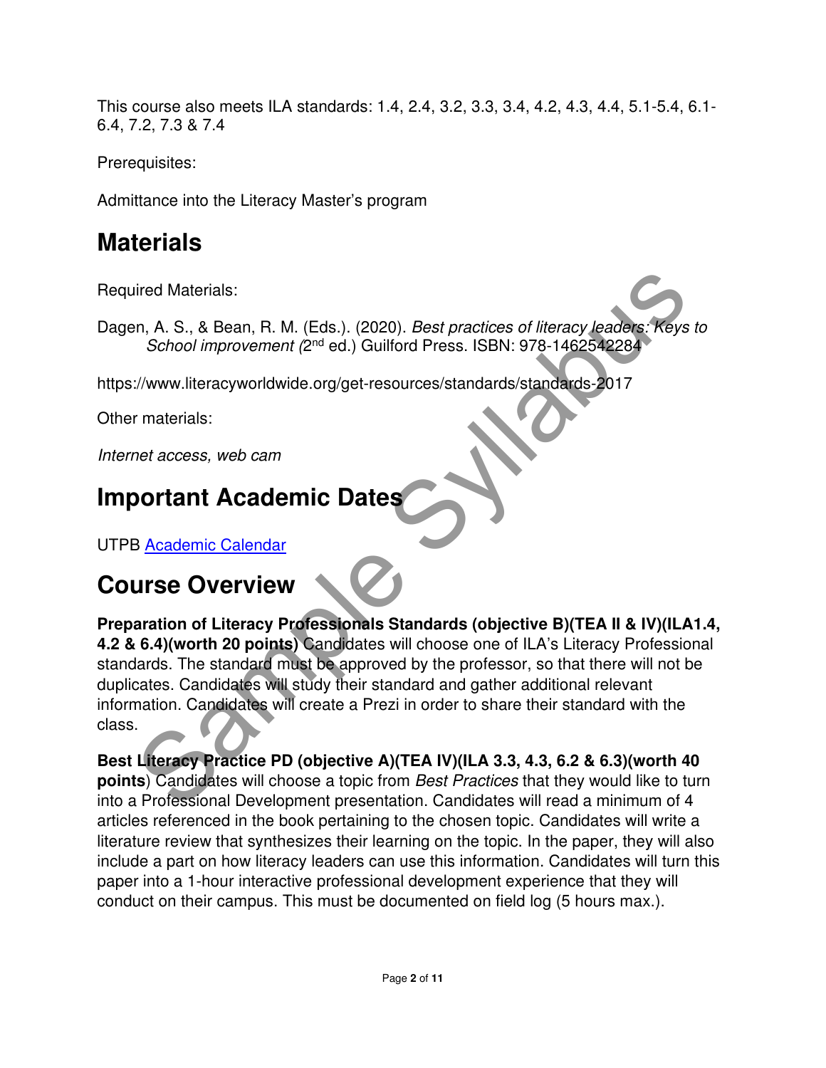This course also meets ILA standards: 1.4, 2.4, 3.2, 3.3, 3.4, 4.2, 4.3, 4.4, 5.1-5.4, 6.1-6.4, 7.2, 7.3 & 7.4

Prerequisites:

Admittance into the Literacy Master's program

# Materials

Required Materials:

Dagen, A. S., & Bean, R. M. (Eds.). (2020). *Best practices of literacy leaders: Keys to School improvement* (2nd ed.) Guilford Press. ISBN: 978-1462542284

https://www.literacyworldwide.org/get-resources/standards/standards-2017

Other materials:

*Internet access, web cam*

# Important Academic Dates

UTPB [Academic Calendar]

# Course Overview

**Preparation of Literacy Professionals Standards (objective B)(TEA II & IV)(ILA1.4, 4.2 & 6.4)(worth 20 points)** Candidates will choose one of ILA's Literacy Professional standards. The standard must be approved by the professor, so that there will not be duplicates. Candidates will study their standard and gather additional relevant information. Candidates will create a Prezi in order to share their standard with the class.

**Best Literacy Practice PD (objective A)(TEA IV)(ILA 3.3, 4.3, 6.2 & 6.3)(worth 40 points**) Candidates will choose a topic from *Best Practices* that they would like to turn into a Professional Development presentation. Candidates will read a minimum of 4 articles referenced in the book pertaining to the chosen topic. Candidates will write a literature review that synthesizes their learning on the topic. In the paper, they will also include a part on how literacy leaders can use this information. Candidates will turn this paper into a 1-hour interactive professional development experience that they will conduct on their campus. This must be documented on field log (5 hours max.).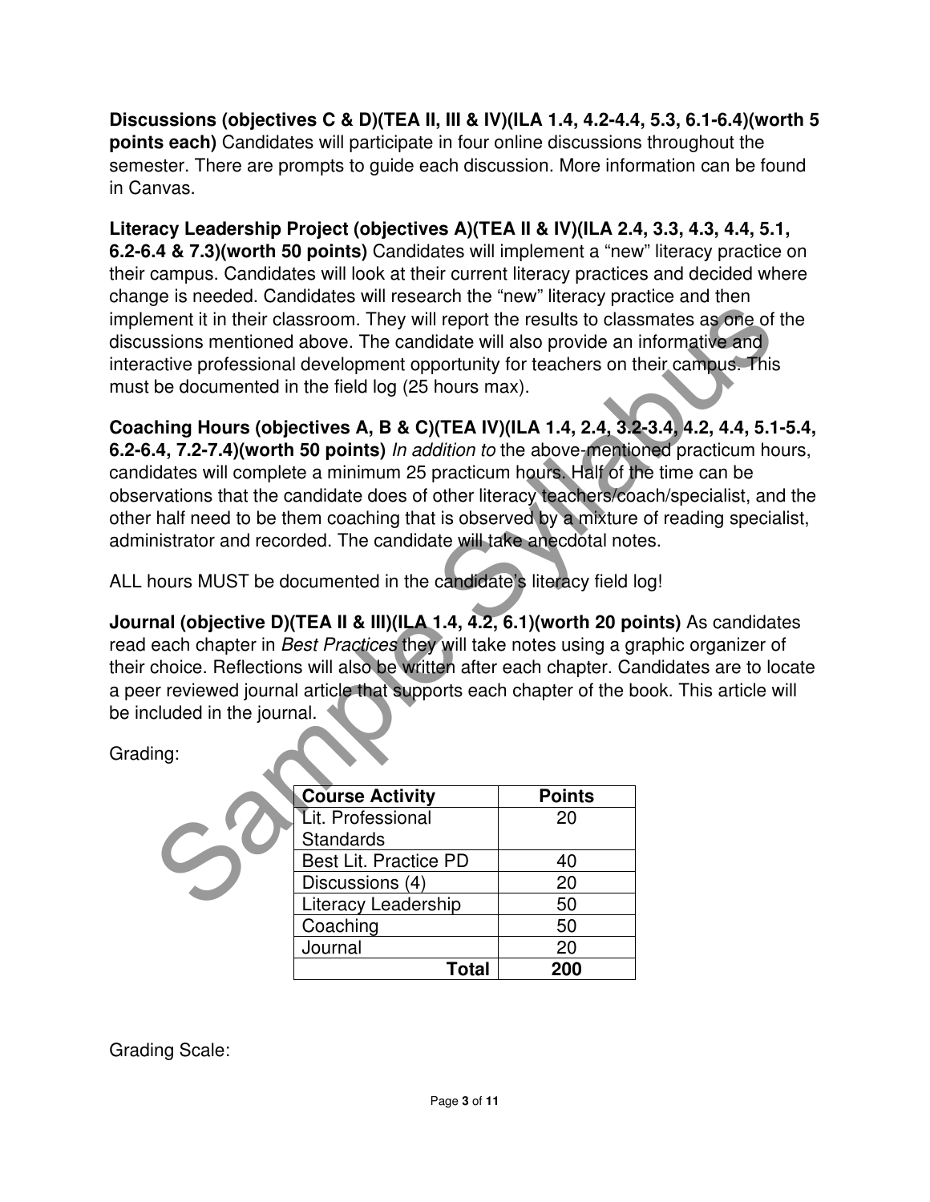**Discussions (objectives C & D)(TEA II, III & IV)(ILA 1.4, 4.2-4.4, 5.3, 6.1-6.4)(worth 5 points each)** Candidates will participate in four online discussions throughout the semester. There are prompts to guide each discussion. More information can be found in Canvas.

**Literacy Leadership Project (objectives A)(TEA II & IV)(ILA 2.4, 3.3, 4.3, 4.4, 5.1, 6.2-6.4 & 7.3)(worth 50 points)** Candidates will implement a "new" literacy practice on their campus. Candidates will look at their current literacy practices and decided where change is needed. Candidates will research the "new" literacy practice and then implement it in their classroom. They will report the results to classmates as one of the discussions mentioned above. The candidate will also provide an informative and interactive professional development opportunity for teachers on their campus. This must be documented in the field log (25 hours max).

**Coaching Hours (objectives A, B & C)(TEA IV)(ILA 1.4, 2.4, 3.2-3.4, 4.2, 4.4, 5.1-5.4, 6.2-6.4, 7.2-7.4)(worth 50 points)** *In addition to* the above-mentioned practicum hours, candidates will complete a minimum 25 practicum hours. Half of the time can be observations that the candidate does of other literacy teachers/coach/specialist, and the other half need to be them coaching that is observed by a mixture of reading specialist, administrator and recorded. The candidate will take anecdotal notes.

ALL hours MUST be documented in the candidate's literacy field log!

**Journal (objective D)(TEA II & III)(ILA 1.4, 4.2, 6.1)(worth 20 points)** As candidates read each chapter in *Best Practices* they will take notes using a graphic organizer of their choice. Reflections will also be written after each chapter. Candidates are to locate a peer reviewed journal article that supports each chapter of the book. This article will be included in the journal.

Grading:

| Course Activity | Points |
|---|---|
| Lit. Professional Standards | 20 |
| Best Lit. Practice PD | 40 |
| Discussions (4) | 20 |
| Literacy Leadership | 50 |
| Coaching | 50 |
| Journal | 20 |
| **Total** | **200** |

Grading Scale: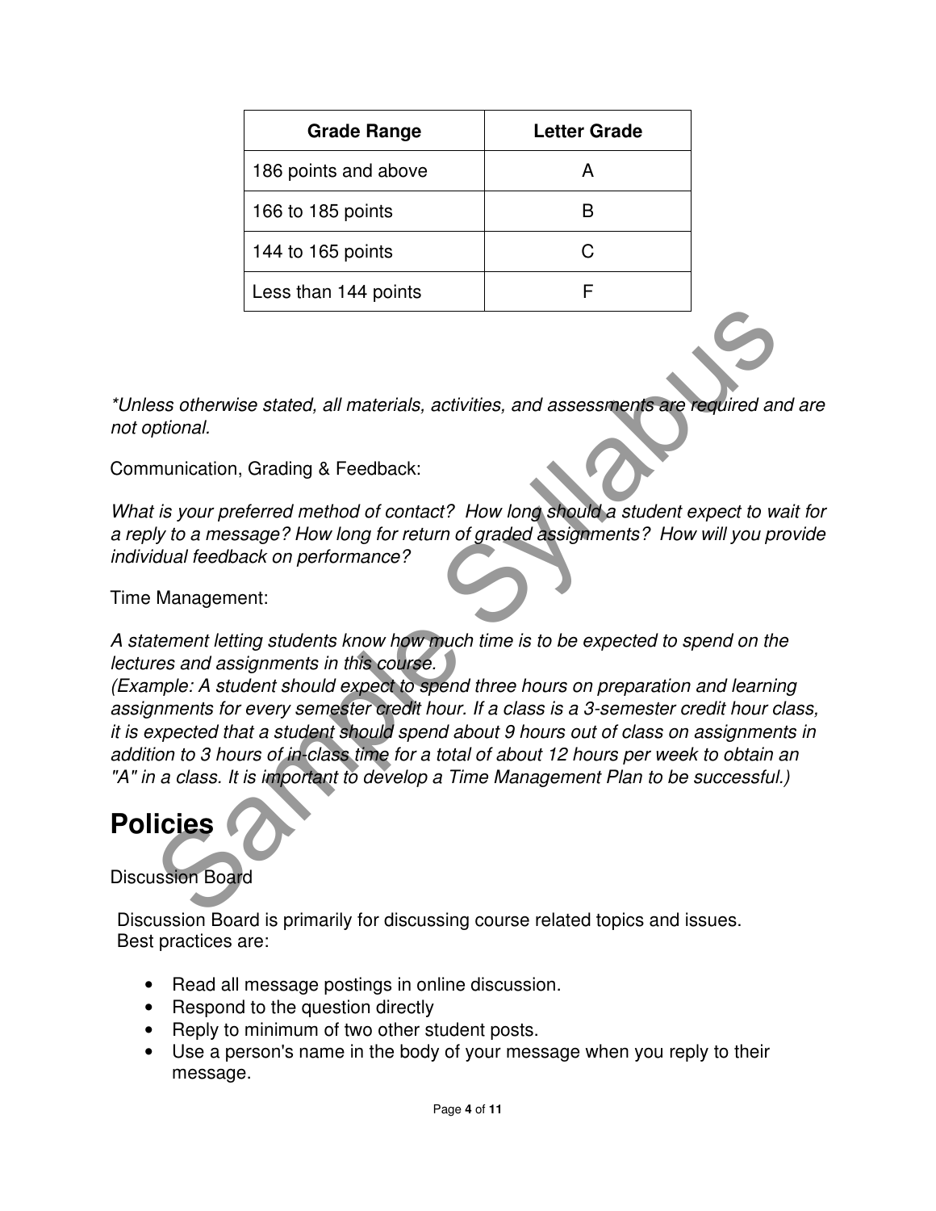| Grade Range | Letter Grade |
|---|---|
| 186 points and above | A |
| 166 to 185 points | B |
| 144 to 165 points | C |
| Less than 144 points | F |

*\*Unless otherwise stated, all materials, activities, and assessments are required and are not optional.*

Communication, Grading & Feedback:

*What is your preferred method of contact? How long should a student expect to wait for a reply to a message? How long for return of graded assignments? How will you provide individual feedback on performance?*

Time Management:

*A statement letting students know how much time is to be expected to spend on the lectures and assignments in this course.*
*(Example: A student should expect to spend three hours on preparation and learning assignments for every semester credit hour. If a class is a 3-semester credit hour class, it is expected that a student should spend about 9 hours out of class on assignments in addition to 3 hours of in-class time for a total of about 12 hours per week to obtain an "A" in a class. It is important to develop a Time Management Plan to be successful.)*

# Policies

Discussion Board

Discussion Board is primarily for discussing course related topics and issues.
Best practices are:

- Read all message postings in online discussion.
- Respond to the question directly
- Reply to minimum of two other student posts.
- Use a person's name in the body of your message when you reply to their message.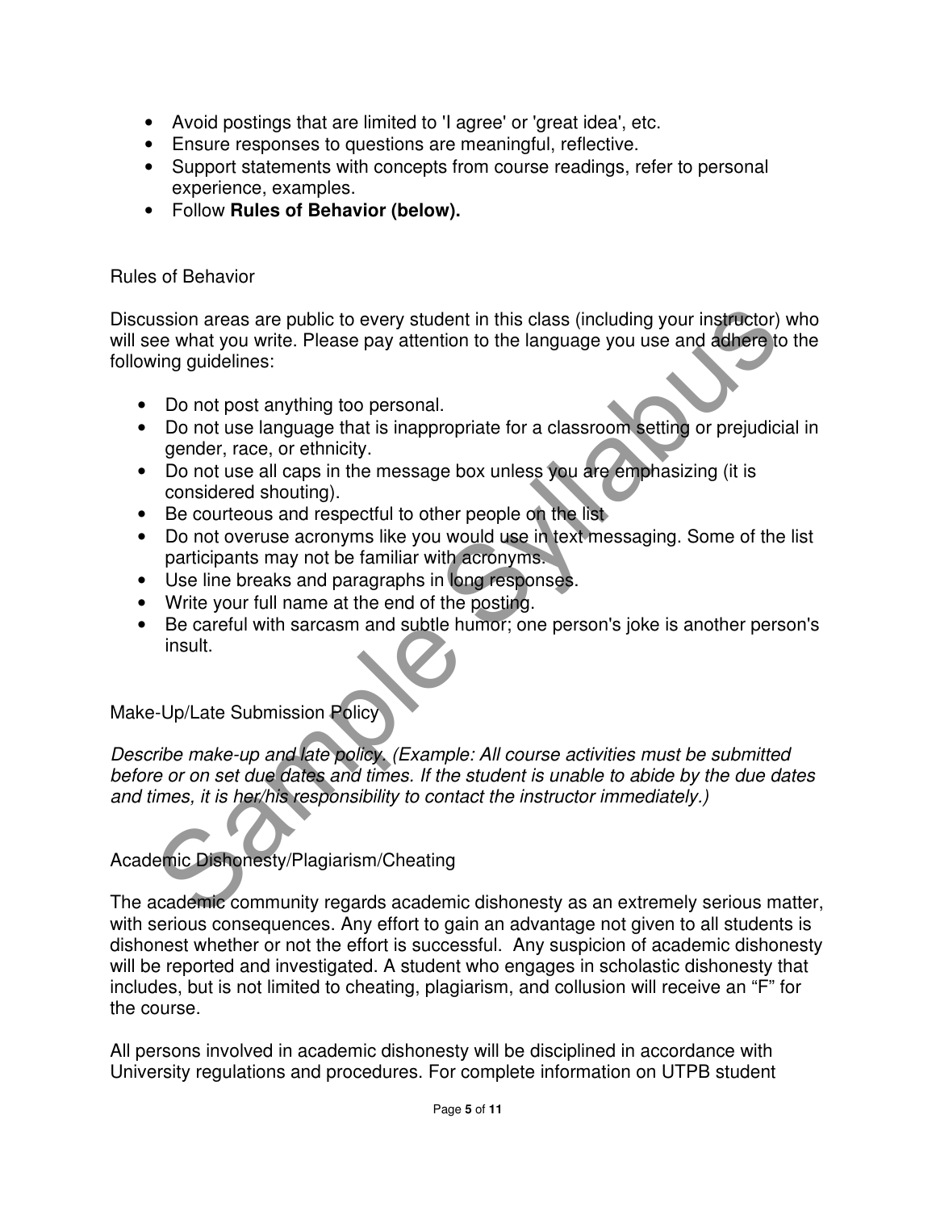- Avoid postings that are limited to 'I agree' or 'great idea', etc.
- Ensure responses to questions are meaningful, reflective.
- Support statements with concepts from course readings, refer to personal experience, examples.
- Follow **Rules of Behavior (below).**

## Rules of Behavior

Discussion areas are public to every student in this class (including your instructor) who will see what you write. Please pay attention to the language you use and adhere to the following guidelines:

- Do not post anything too personal.
- Do not use language that is inappropriate for a classroom setting or prejudicial in gender, race, or ethnicity.
- Do not use all caps in the message box unless you are emphasizing (it is considered shouting).
- Be courteous and respectful to other people on the list
- Do not overuse acronyms like you would use in text messaging. Some of the list participants may not be familiar with acronyms.
- Use line breaks and paragraphs in long responses.
- Write your full name at the end of the posting.
- Be careful with sarcasm and subtle humor; one person's joke is another person's insult.

## Make-Up/Late Submission Policy

*Describe make-up and late policy. (Example: All course activities must be submitted before or on set due dates and times. If the student is unable to abide by the due dates and times, it is her/his responsibility to contact the instructor immediately.)*

## Academic Dishonesty/Plagiarism/Cheating

The academic community regards academic dishonesty as an extremely serious matter, with serious consequences. Any effort to gain an advantage not given to all students is dishonest whether or not the effort is successful. Any suspicion of academic dishonesty will be reported and investigated. A student who engages in scholastic dishonesty that includes, but is not limited to cheating, plagiarism, and collusion will receive an "F" for the course.

All persons involved in academic dishonesty will be disciplined in accordance with University regulations and procedures. For complete information on UTPB student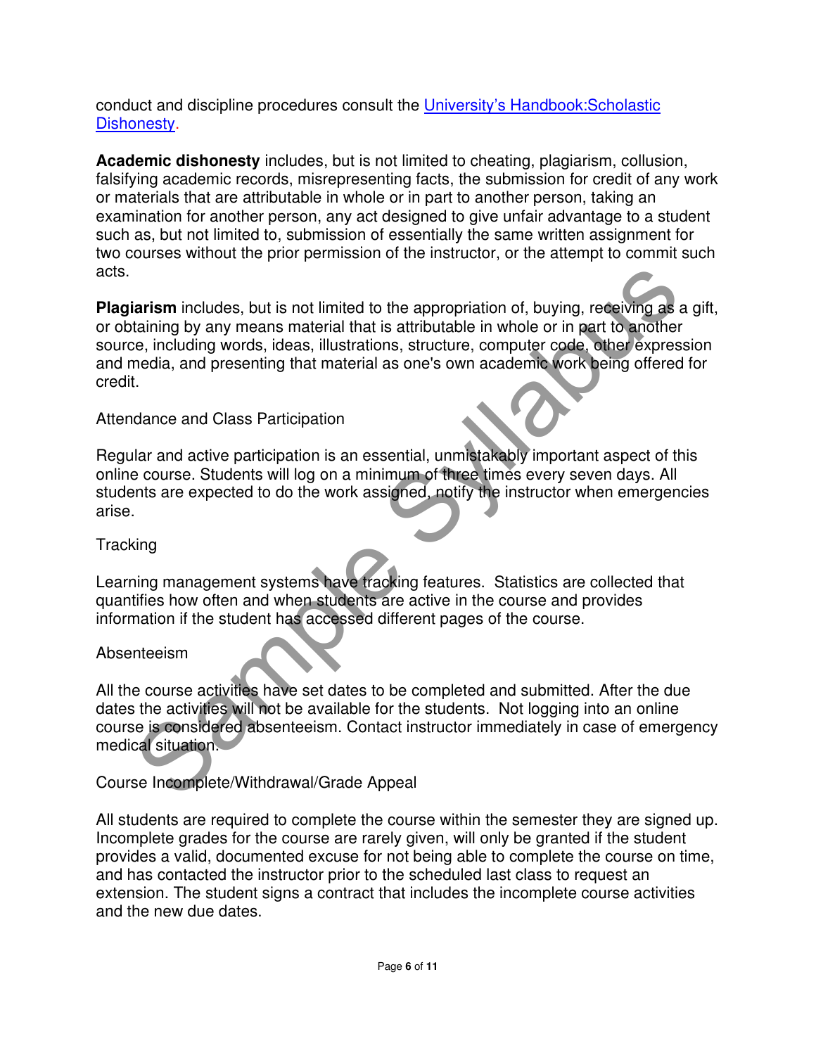conduct and discipline procedures consult the [University's Handbook:Scholastic Dishonesty](#).

**Academic dishonesty** includes, but is not limited to cheating, plagiarism, collusion, falsifying academic records, misrepresenting facts, the submission for credit of any work or materials that are attributable in whole or in part to another person, taking an examination for another person, any act designed to give unfair advantage to a student such as, but not limited to, submission of essentially the same written assignment for two courses without the prior permission of the instructor, or the attempt to commit such acts.

**Plagiarism** includes, but is not limited to the appropriation of, buying, receiving as a gift, or obtaining by any means material that is attributable in whole or in part to another source, including words, ideas, illustrations, structure, computer code, other expression and media, and presenting that material as one's own academic work being offered for credit.

## Attendance and Class Participation

Regular and active participation is an essential, unmistakably important aspect of this online course. Students will log on a minimum of three times every seven days. All students are expected to do the work assigned, notify the instructor when emergencies arise.

## Tracking

Learning management systems have tracking features. Statistics are collected that quantifies how often and when students are active in the course and provides information if the student has accessed different pages of the course.

## Absenteeism

All the course activities have set dates to be completed and submitted. After the due dates the activities will not be available for the students. Not logging into an online course is considered absenteeism. Contact instructor immediately in case of emergency medical situation.

## Course Incomplete/Withdrawal/Grade Appeal

All students are required to complete the course within the semester they are signed up. Incomplete grades for the course are rarely given, will only be granted if the student provides a valid, documented excuse for not being able to complete the course on time, and has contacted the instructor prior to the scheduled last class to request an extension. The student signs a contract that includes the incomplete course activities and the new due dates.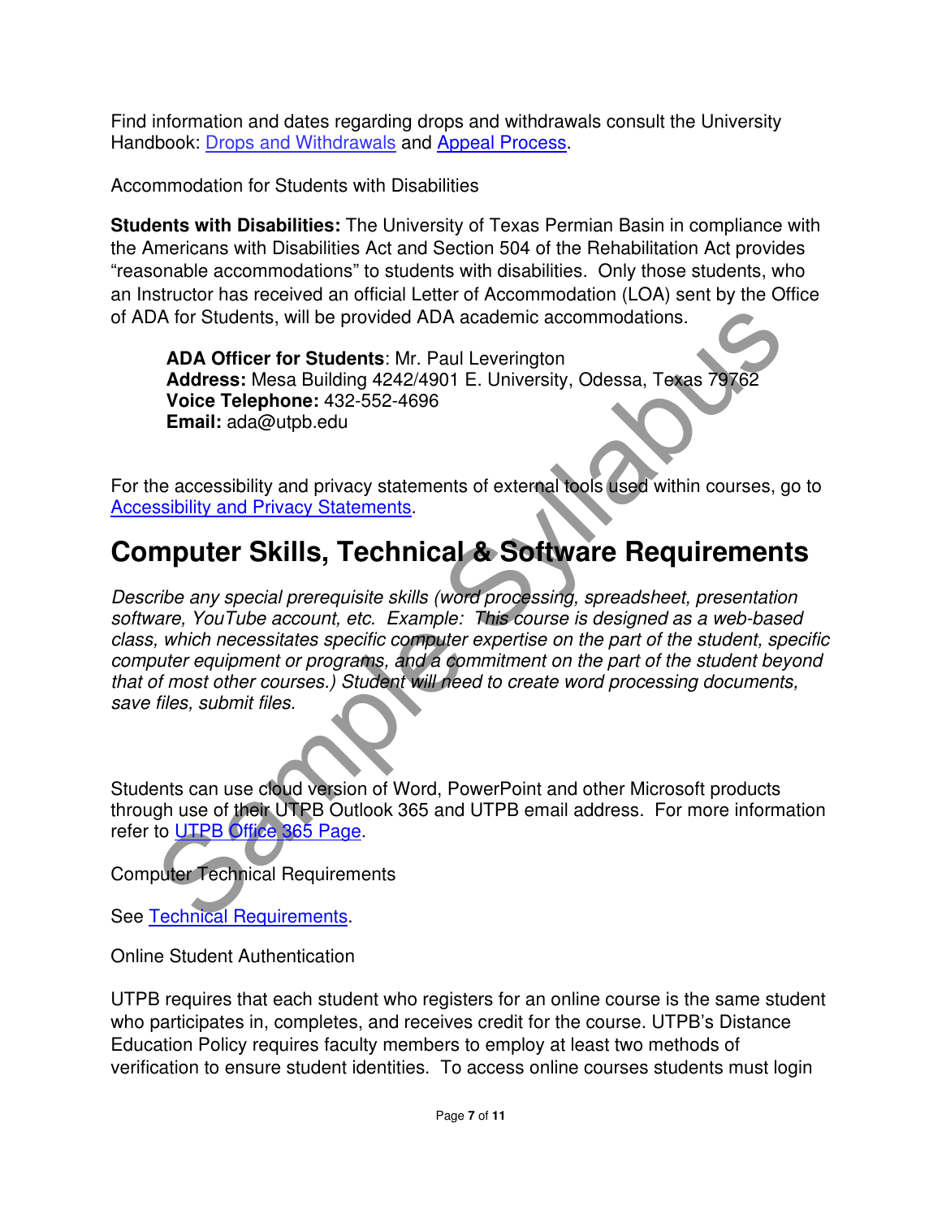Find information and dates regarding drops and withdrawals consult the University Handbook: [Drops and Withdrawals](#) and [Appeal Process](#).

Accommodation for Students with Disabilities

**Students with Disabilities:** The University of Texas Permian Basin in compliance with the Americans with Disabilities Act and Section 504 of the Rehabilitation Act provides "reasonable accommodations" to students with disabilities. Only those students, who an Instructor has received an official Letter of Accommodation (LOA) sent by the Office of ADA for Students, will be provided ADA academic accommodations.

> **ADA Officer for Students**: Mr. Paul Leverington
> **Address:** Mesa Building 4242/4901 E. University, Odessa, Texas 79762
> **Voice Telephone:** 432-552-4696
> **Email:** ada@utpb.edu

For the accessibility and privacy statements of external tools used within courses, go to [Accessibility and Privacy Statements](#).

# Computer Skills, Technical & Software Requirements

*Describe any special prerequisite skills (word processing, spreadsheet, presentation software, YouTube account, etc. Example: This course is designed as a web-based class, which necessitates specific computer expertise on the part of the student, specific computer equipment or programs, and a commitment on the part of the student beyond that of most other courses.) Student will need to create word processing documents, save files, submit files.*

Students can use cloud version of Word, PowerPoint and other Microsoft products through use of their UTPB Outlook 365 and UTPB email address. For more information refer to [UTPB Office 365 Page](#).

Computer Technical Requirements

See [Technical Requirements](#).

Online Student Authentication

UTPB requires that each student who registers for an online course is the same student who participates in, completes, and receives credit for the course. UTPB's Distance Education Policy requires faculty members to employ at least two methods of verification to ensure student identities. To access online courses students must login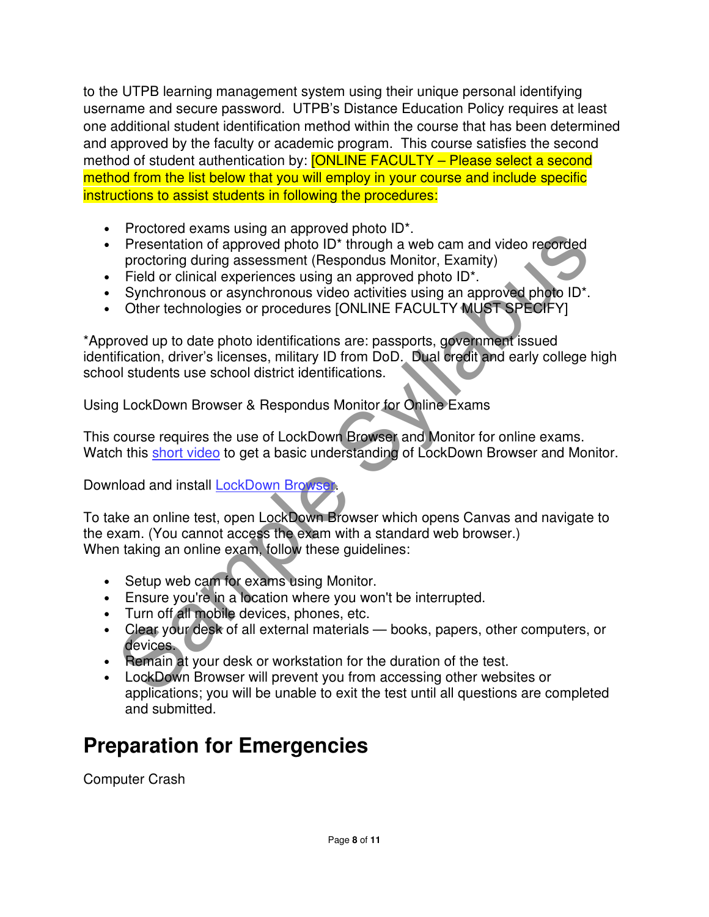to the UTPB learning management system using their unique personal identifying username and secure password. UTPB's Distance Education Policy requires at least one additional student identification method within the course that has been determined and approved by the faculty or academic program. This course satisfies the second method of student authentication by: [ONLINE FACULTY – Please select a second method from the list below that you will employ in your course and include specific instructions to assist students in following the procedures:

- Proctored exams using an approved photo ID*.
- Presentation of approved photo ID* through a web cam and video recorded proctoring during assessment (Respondus Monitor, Examity)
- Field or clinical experiences using an approved photo ID*.
- Synchronous or asynchronous video activities using an approved photo ID*.
- Other technologies or procedures [ONLINE FACULTY MUST SPECIFY]

*Approved up to date photo identifications are: passports, government issued identification, driver's licenses, military ID from DoD. Dual credit and early college high school students use school district identifications.

Using LockDown Browser & Respondus Monitor for Online Exams

This course requires the use of LockDown Browser and Monitor for online exams. Watch this short video to get a basic understanding of LockDown Browser and Monitor.

Download and install LockDown Browser.

To take an online test, open LockDown Browser which opens Canvas and navigate to the exam. (You cannot access the exam with a standard web browser.)
When taking an online exam, follow these guidelines:

- Setup web cam for exams using Monitor.
- Ensure you're in a location where you won't be interrupted.
- Turn off all mobile devices, phones, etc.
- Clear your desk of all external materials — books, papers, other computers, or devices.
- Remain at your desk or workstation for the duration of the test.
- LockDown Browser will prevent you from accessing other websites or applications; you will be unable to exit the test until all questions are completed and submitted.

# Preparation for Emergencies

Computer Crash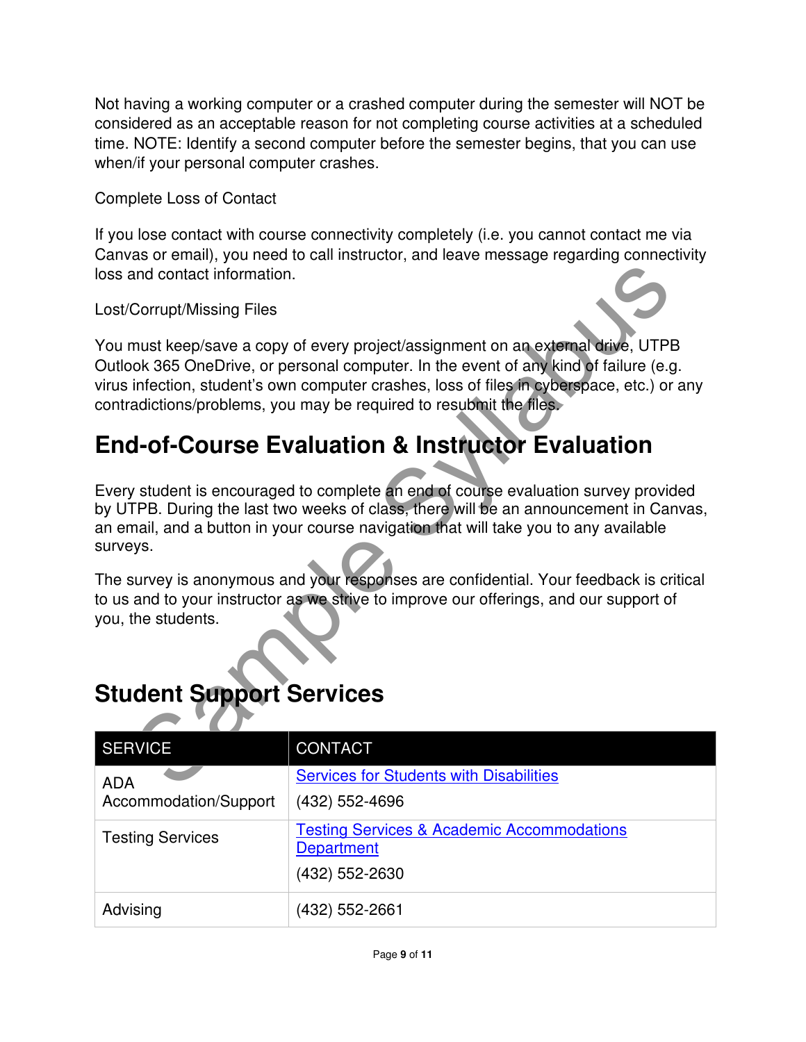Not having a working computer or a crashed computer during the semester will NOT be considered as an acceptable reason for not completing course activities at a scheduled time. NOTE: Identify a second computer before the semester begins, that you can use when/if your personal computer crashes.

Complete Loss of Contact

If you lose contact with course connectivity completely (i.e. you cannot contact me via Canvas or email), you need to call instructor, and leave message regarding connectivity loss and contact information.

Lost/Corrupt/Missing Files

You must keep/save a copy of every project/assignment on an external drive, UTPB Outlook 365 OneDrive, or personal computer. In the event of any kind of failure (e.g. virus infection, student's own computer crashes, loss of files in cyberspace, etc.) or any contradictions/problems, you may be required to resubmit the files.

# End-of-Course Evaluation & Instructor Evaluation

Every student is encouraged to complete an end of course evaluation survey provided by UTPB. During the last two weeks of class, there will be an announcement in Canvas, an email, and a button in your course navigation that will take you to any available surveys.

The survey is anonymous and your responses are confidential. Your feedback is critical to us and to your instructor as we strive to improve our offerings, and our support of you, the students.

# Student Support Services

| SERVICE | CONTACT |
|---|---|
| ADA Accommodation/Support | Services for Students with Disabilities<br>(432) 552-4696 |
| Testing Services | Testing Services & Academic Accommodations Department<br>(432) 552-2630 |
| Advising | (432) 552-2661 |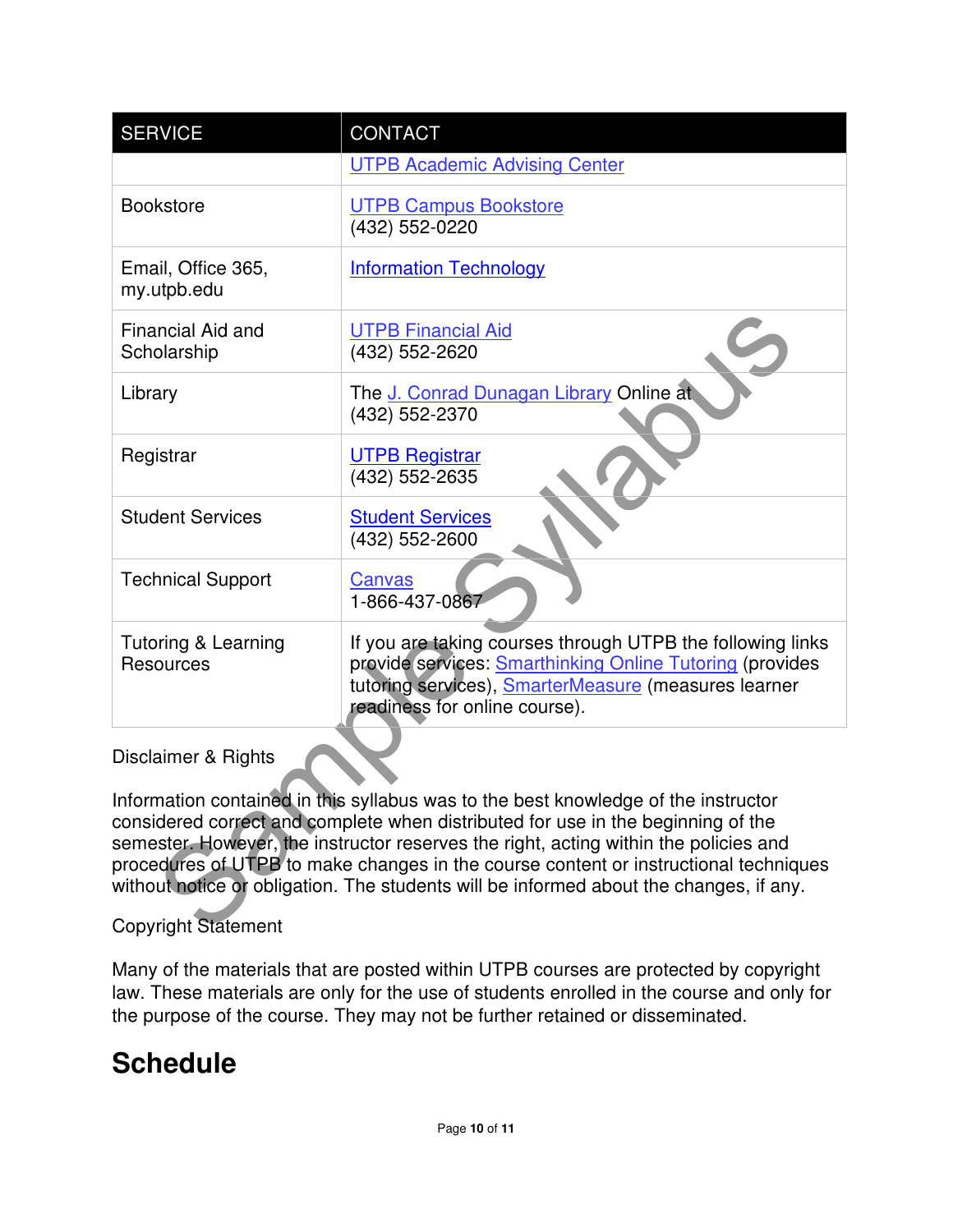| SERVICE | CONTACT |
|---|---|
| | UTPB Academic Advising Center |
| Bookstore | UTPB Campus Bookstore<br>(432) 552-0220 |
| Email, Office 365, my.utpb.edu | Information Technology |
| Financial Aid and Scholarship | UTPB Financial Aid<br>(432) 552-2620 |
| Library | The J. Conrad Dunagan Library Online at<br>(432) 552-2370 |
| Registrar | UTPB Registrar<br>(432) 552-2635 |
| Student Services | Student Services<br>(432) 552-2600 |
| Technical Support | Canvas<br>1-866-437-0867 |
| Tutoring & Learning Resources | If you are taking courses through UTPB the following links provide services: Smarthinking Online Tutoring (provides tutoring services), SmarterMeasure (measures learner readiness for online course). |

Disclaimer & Rights

Information contained in this syllabus was to the best knowledge of the instructor considered correct and complete when distributed for use in the beginning of the semester. However, the instructor reserves the right, acting within the policies and procedures of UTPB to make changes in the course content or instructional techniques without notice or obligation. The students will be informed about the changes, if any.

Copyright Statement

Many of the materials that are posted within UTPB courses are protected by copyright law. These materials are only for the use of students enrolled in the course and only for the purpose of the course. They may not be further retained or disseminated.

# Schedule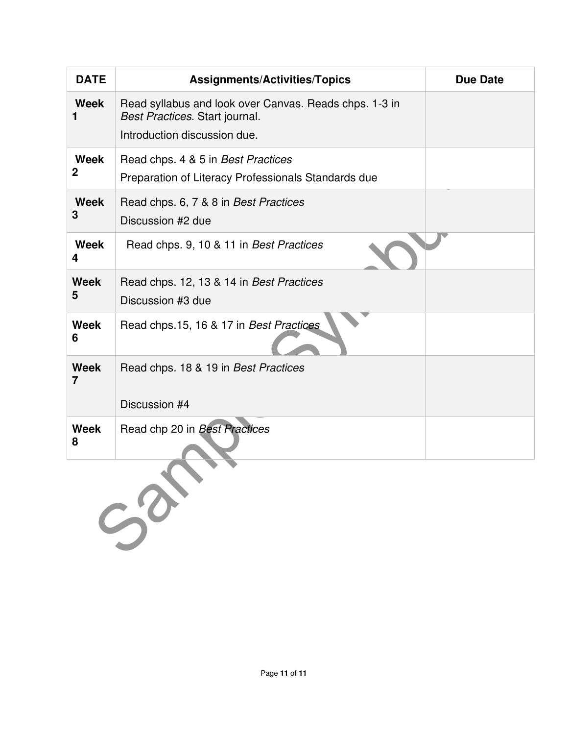| DATE | Assignments/Activities/Topics | Due Date |
|---|---|---|
| **Week 1** | Read syllabus and look over Canvas. Reads chps. 1-3 in *Best Practices*. Start journal.<br>Introduction discussion due. | |
| **Week 2** | Read chps. 4 & 5 in *Best Practices*<br>Preparation of Literacy Professionals Standards due | |
| **Week 3** | Read chps. 6, 7 & 8 in *Best Practices*<br>Discussion #2 due | |
| **Week 4** | Read chps. 9, 10 & 11 in *Best Practices* | |
| **Week 5** | Read chps. 12, 13 & 14 in *Best Practices*<br>Discussion #3 due | |
| **Week 6** | Read chps.15, 16 & 17 in *Best Practices* | |
| **Week 7** | Read chps. 18 & 19 in *Best Practices*<br>Discussion #4 | |
| **Week 8** | Read chp 20 in *Best Practices* | |